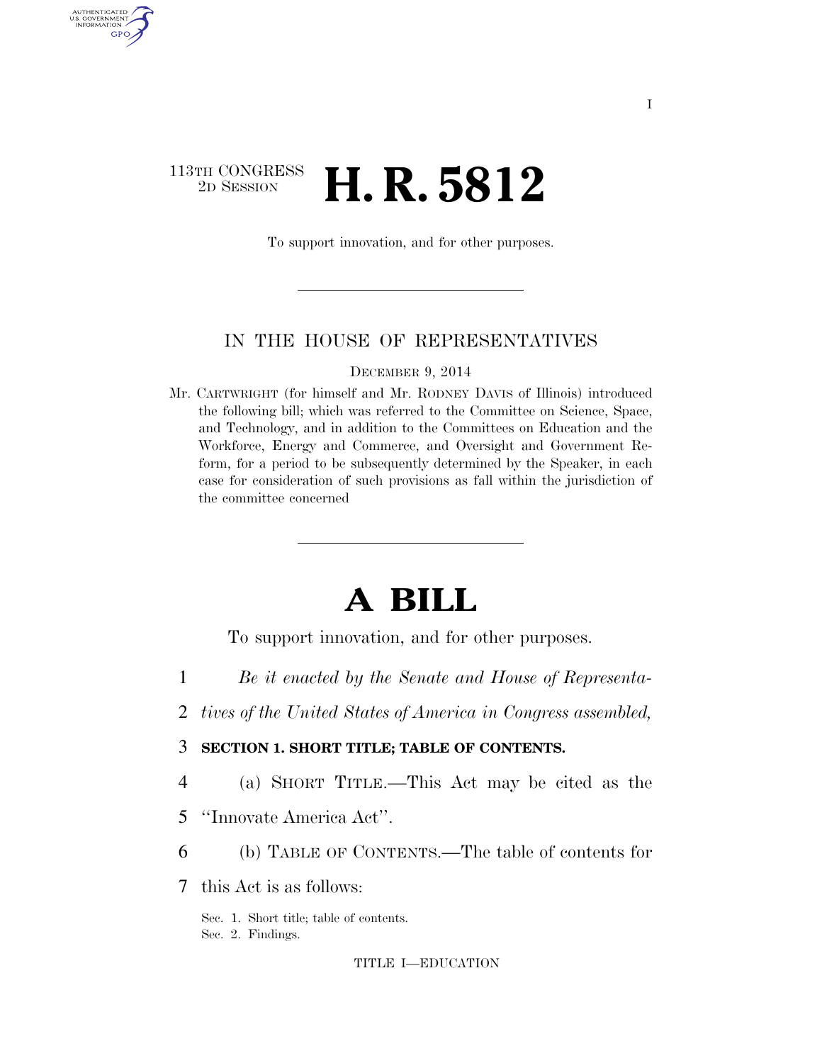113TH CONGRESS
2D SESSION

# H. R. 5812

To support innovation, and for other purposes.

IN THE HOUSE OF REPRESENTATIVES

DECEMBER 9, 2014

Mr. CARTWRIGHT (for himself and Mr. RODNEY DAVIS of Illinois) introduced the following bill; which was referred to the Committee on Science, Space, and Technology, and in addition to the Committees on Education and the Workforce, Energy and Commerce, and Oversight and Government Reform, for a period to be subsequently determined by the Speaker, in each case for consideration of such provisions as fall within the jurisdiction of the committee concerned

# A BILL

To support innovation, and for other purposes.

*Be it enacted by the Senate and House of Representatives of the United States of America in Congress assembled,*

**SECTION 1. SHORT TITLE; TABLE OF CONTENTS.**

(a) SHORT TITLE.—This Act may be cited as the ''Innovate America Act''.

(b) TABLE OF CONTENTS.—The table of contents for this Act is as follows:

Sec. 1. Short title; table of contents.
Sec. 2. Findings.

TITLE I—EDUCATION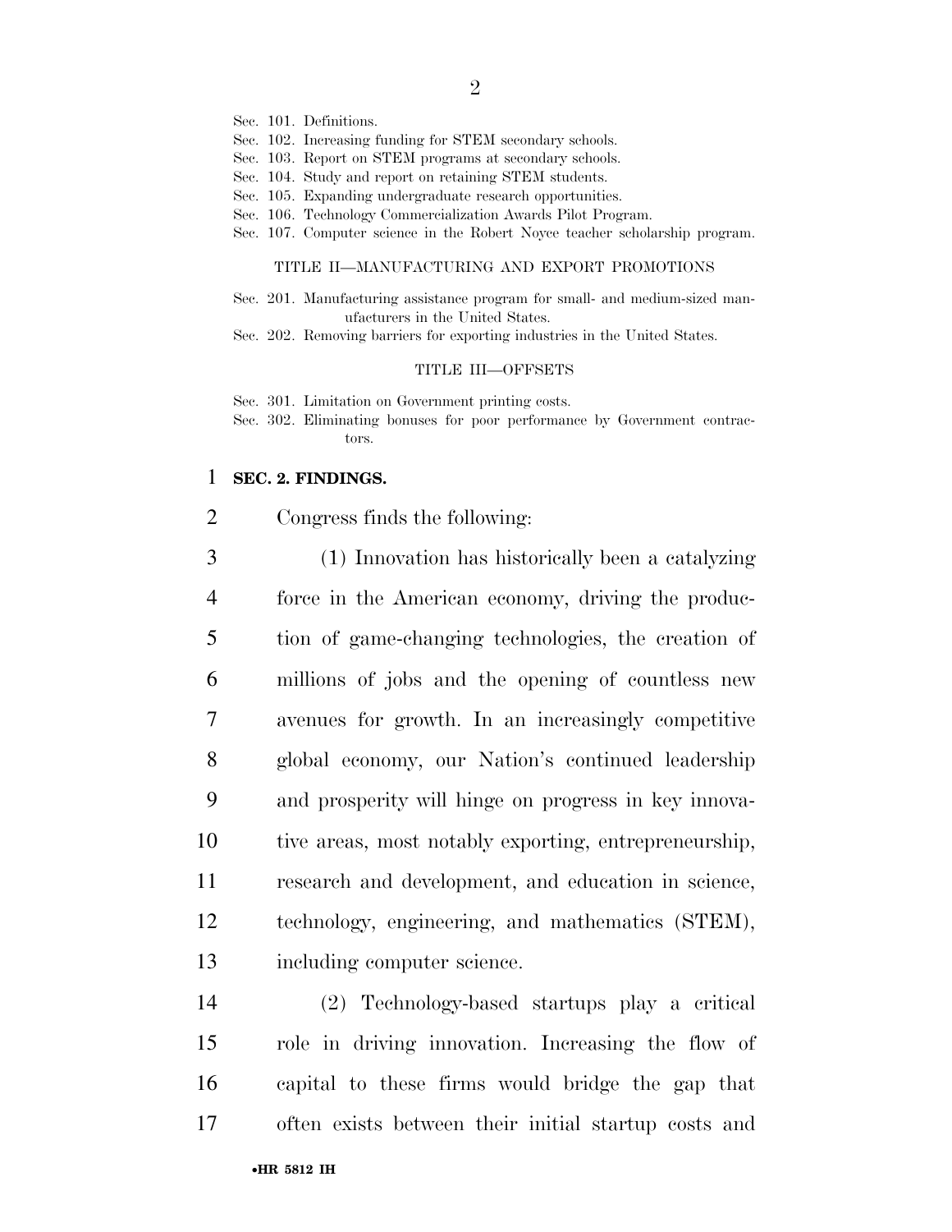Sec. 101. Definitions.
Sec. 102. Increasing funding for STEM secondary schools.
Sec. 103. Report on STEM programs at secondary schools.
Sec. 104. Study and report on retaining STEM students.
Sec. 105. Expanding undergraduate research opportunities.
Sec. 106. Technology Commercialization Awards Pilot Program.
Sec. 107. Computer science in the Robert Noyce teacher scholarship program.

TITLE II—MANUFACTURING AND EXPORT PROMOTIONS

Sec. 201. Manufacturing assistance program for small- and medium-sized manufacturers in the United States.
Sec. 202. Removing barriers for exporting industries in the United States.

TITLE III—OFFSETS

Sec. 301. Limitation on Government printing costs.
Sec. 302. Eliminating bonuses for poor performance by Government contractors.

**SEC. 2. FINDINGS.**

Congress finds the following:

(1) Innovation has historically been a catalyzing force in the American economy, driving the production of game-changing technologies, the creation of millions of jobs and the opening of countless new avenues for growth. In an increasingly competitive global economy, our Nation's continued leadership and prosperity will hinge on progress in key innovative areas, most notably exporting, entrepreneurship, research and development, and education in science, technology, engineering, and mathematics (STEM), including computer science.

(2) Technology-based startups play a critical role in driving innovation. Increasing the flow of capital to these firms would bridge the gap that often exists between their initial startup costs and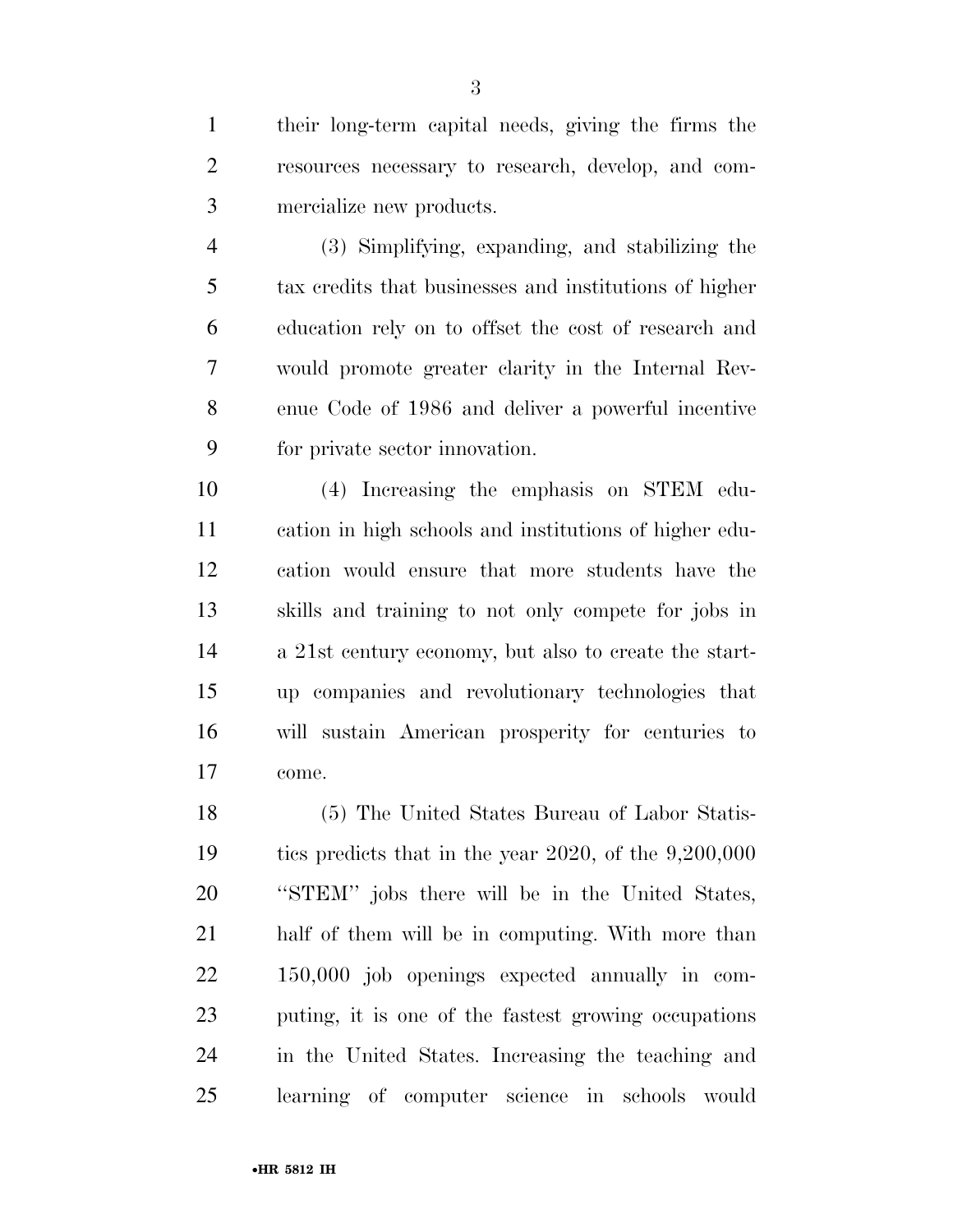their long-term capital needs, giving the firms the resources necessary to research, develop, and commercialize new products.

(3) Simplifying, expanding, and stabilizing the tax credits that businesses and institutions of higher education rely on to offset the cost of research and would promote greater clarity in the Internal Revenue Code of 1986 and deliver a powerful incentive for private sector innovation.

(4) Increasing the emphasis on STEM education in high schools and institutions of higher education would ensure that more students have the skills and training to not only compete for jobs in a 21st century economy, but also to create the start-up companies and revolutionary technologies that will sustain American prosperity for centuries to come.

(5) The United States Bureau of Labor Statistics predicts that in the year 2020, of the 9,200,000 "STEM" jobs there will be in the United States, half of them will be in computing. With more than 150,000 job openings expected annually in computing, it is one of the fastest growing occupations in the United States. Increasing the teaching and learning of computer science in schools would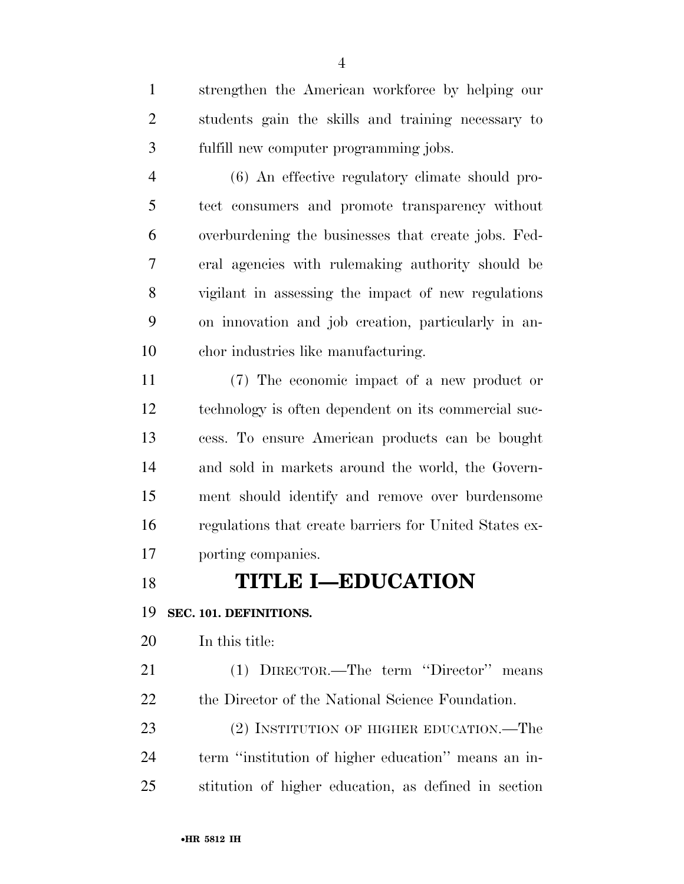strengthen the American workforce by helping our students gain the skills and training necessary to fulfill new computer programming jobs.

(6) An effective regulatory climate should protect consumers and promote transparency without overburdening the businesses that create jobs. Federal agencies with rulemaking authority should be vigilant in assessing the impact of new regulations on innovation and job creation, particularly in anchor industries like manufacturing.

(7) The economic impact of a new product or technology is often dependent on its commercial success. To ensure American products can be bought and sold in markets around the world, the Government should identify and remove over burdensome regulations that create barriers for United States exporting companies.

# TITLE I—EDUCATION

**SEC. 101. DEFINITIONS.**

In this title:

(1) DIRECTOR.—The term ''Director'' means the Director of the National Science Foundation.

(2) INSTITUTION OF HIGHER EDUCATION.—The term ''institution of higher education'' means an institution of higher education, as defined in section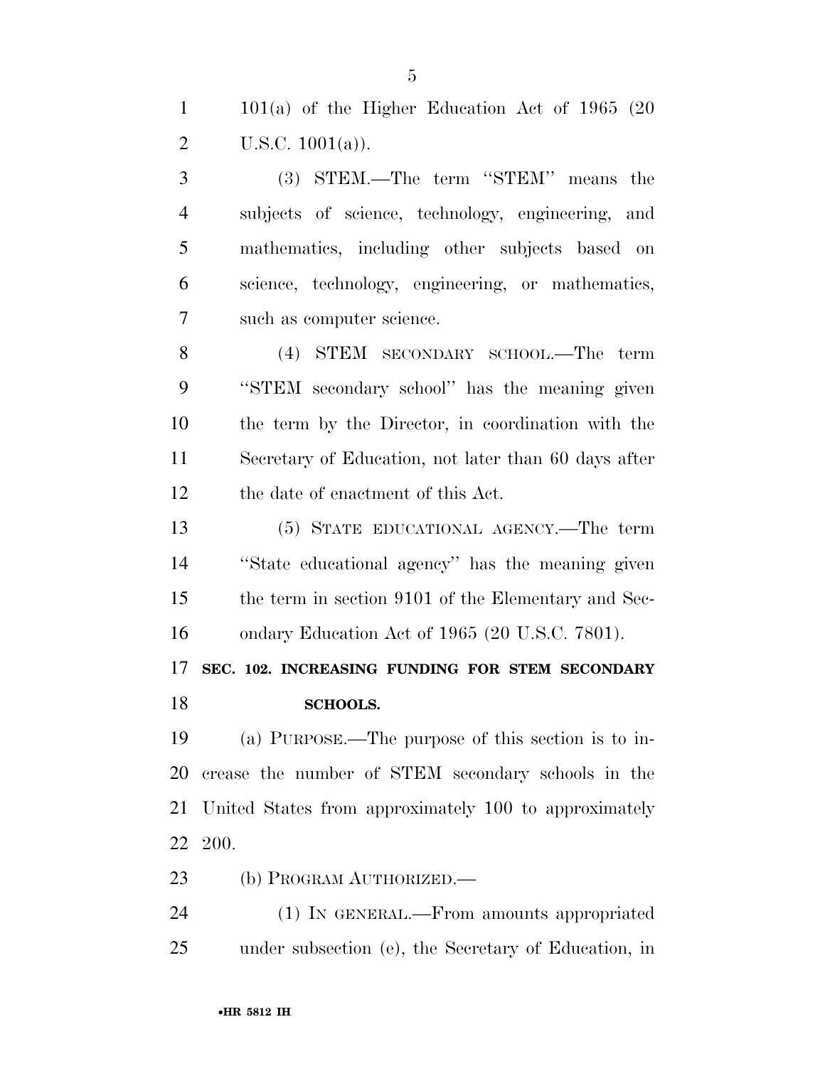101(a) of the Higher Education Act of 1965 (20 U.S.C. 1001(a)).

(3) STEM.—The term ''STEM'' means the subjects of science, technology, engineering, and mathematics, including other subjects based on science, technology, engineering, or mathematics, such as computer science.

(4) STEM SECONDARY SCHOOL.—The term ''STEM secondary school'' has the meaning given the term by the Director, in coordination with the Secretary of Education, not later than 60 days after the date of enactment of this Act.

(5) STATE EDUCATIONAL AGENCY.—The term ''State educational agency'' has the meaning given the term in section 9101 of the Elementary and Secondary Education Act of 1965 (20 U.S.C. 7801).

**SEC. 102. INCREASING FUNDING FOR STEM SECONDARY SCHOOLS.**

(a) PURPOSE.—The purpose of this section is to increase the number of STEM secondary schools in the United States from approximately 100 to approximately 200.

(b) PROGRAM AUTHORIZED.—

(1) IN GENERAL.—From amounts appropriated under subsection (e), the Secretary of Education, in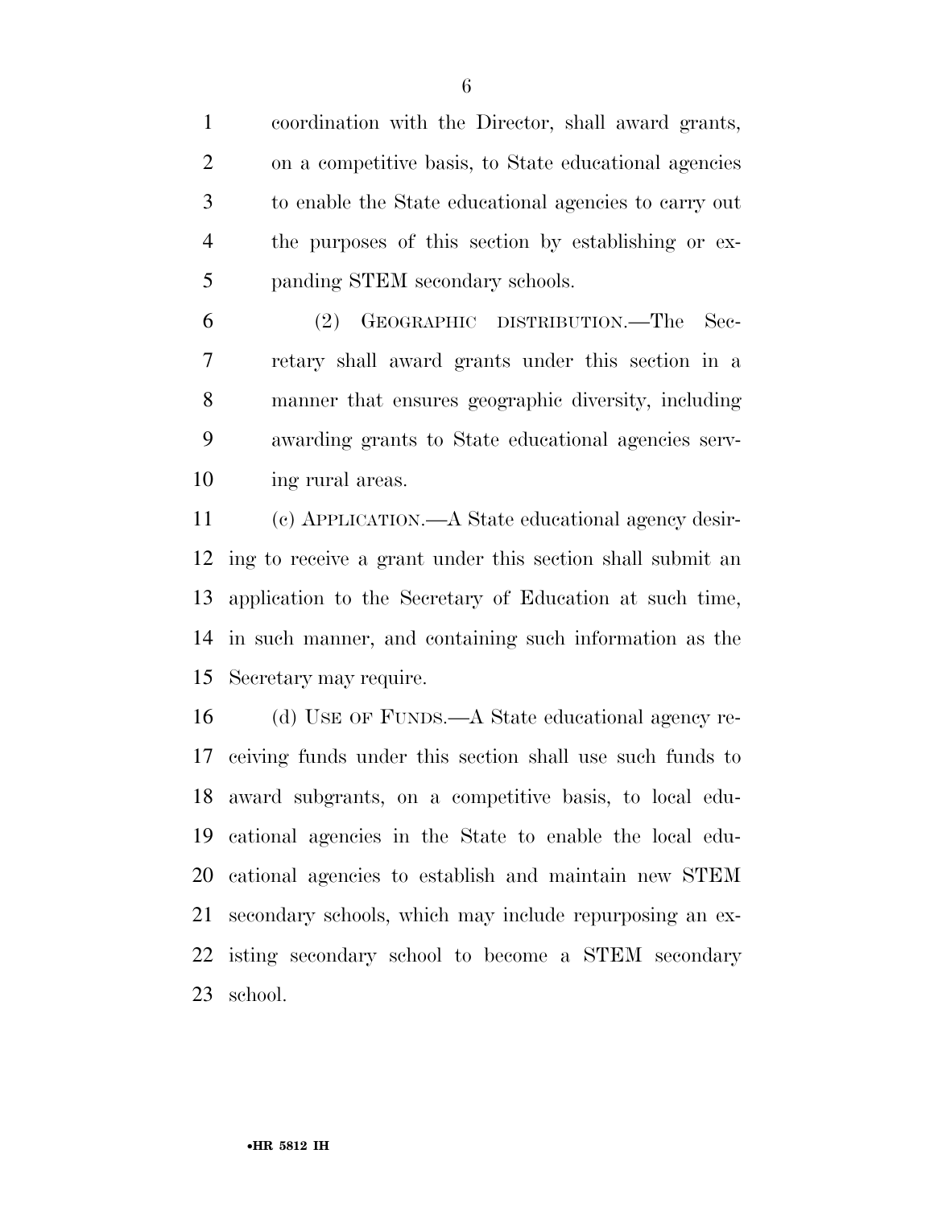coordination with the Director, shall award grants, on a competitive basis, to State educational agencies to enable the State educational agencies to carry out the purposes of this section by establishing or expanding STEM secondary schools.

(2) GEOGRAPHIC DISTRIBUTION.—The Secretary shall award grants under this section in a manner that ensures geographic diversity, including awarding grants to State educational agencies serving rural areas.

(c) APPLICATION.—A State educational agency desiring to receive a grant under this section shall submit an application to the Secretary of Education at such time, in such manner, and containing such information as the Secretary may require.

(d) USE OF FUNDS.—A State educational agency receiving funds under this section shall use such funds to award subgrants, on a competitive basis, to local educational agencies in the State to enable the local educational agencies to establish and maintain new STEM secondary schools, which may include repurposing an existing secondary school to become a STEM secondary school.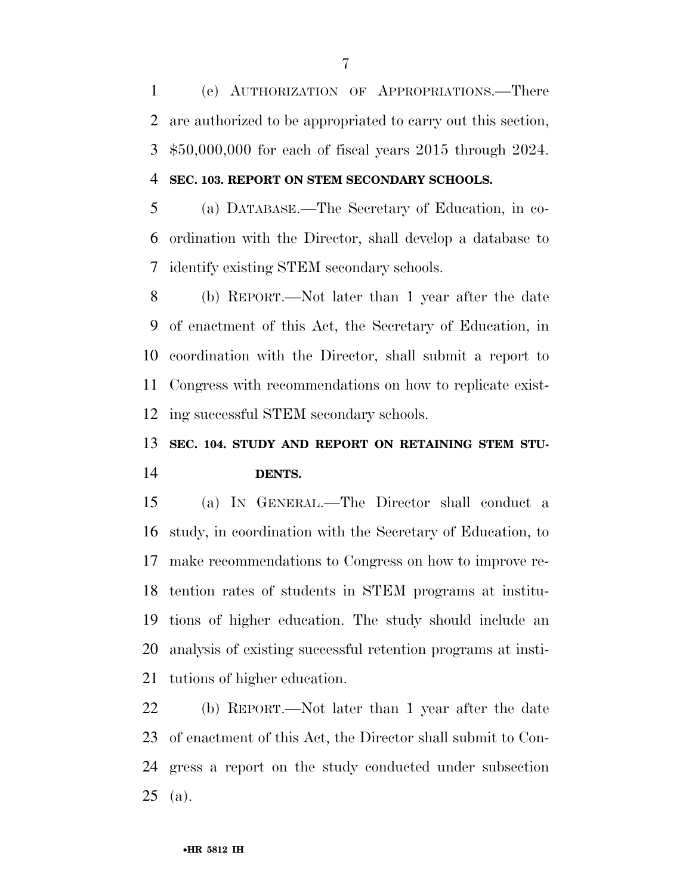(e) AUTHORIZATION OF APPROPRIATIONS.—There are authorized to be appropriated to carry out this section, $50,000,000 for each of fiscal years 2015 through 2024.

**SEC. 103. REPORT ON STEM SECONDARY SCHOOLS.**

(a) DATABASE.—The Secretary of Education, in coordination with the Director, shall develop a database to identify existing STEM secondary schools.

(b) REPORT.—Not later than 1 year after the date of enactment of this Act, the Secretary of Education, in coordination with the Director, shall submit a report to Congress with recommendations on how to replicate existing successful STEM secondary schools.

**SEC. 104. STUDY AND REPORT ON RETAINING STEM STUDENTS.**

(a) IN GENERAL.—The Director shall conduct a study, in coordination with the Secretary of Education, to make recommendations to Congress on how to improve retention rates of students in STEM programs at institutions of higher education. The study should include an analysis of existing successful retention programs at institutions of higher education.

(b) REPORT.—Not later than 1 year after the date of enactment of this Act, the Director shall submit to Congress a report on the study conducted under subsection (a).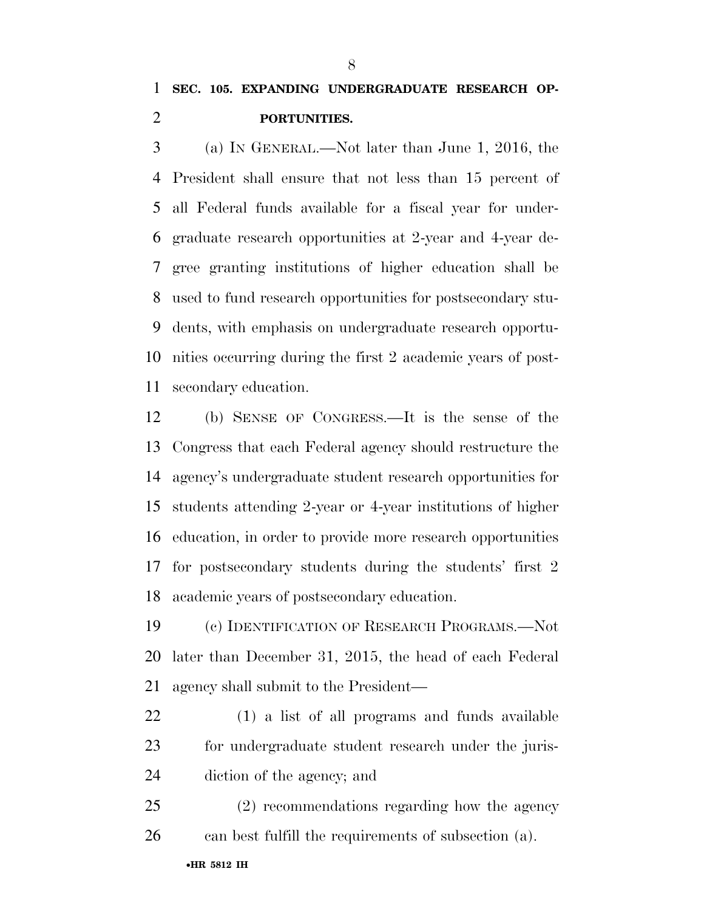### SEC. 105. EXPANDING UNDERGRADUATE RESEARCH OPPORTUNITIES.

(a) IN GENERAL.—Not later than June 1, 2016, the President shall ensure that not less than 15 percent of all Federal funds available for a fiscal year for undergraduate research opportunities at 2-year and 4-year degree granting institutions of higher education shall be used to fund research opportunities for postsecondary students, with emphasis on undergraduate research opportunities occurring during the first 2 academic years of postsecondary education.

(b) SENSE OF CONGRESS.—It is the sense of the Congress that each Federal agency should restructure the agency's undergraduate student research opportunities for students attending 2-year or 4-year institutions of higher education, in order to provide more research opportunities for postsecondary students during the students' first 2 academic years of postsecondary education.

(c) IDENTIFICATION OF RESEARCH PROGRAMS.—Not later than December 31, 2015, the head of each Federal agency shall submit to the President—

(1) a list of all programs and funds available for undergraduate student research under the jurisdiction of the agency; and

(2) recommendations regarding how the agency can best fulfill the requirements of subsection (a).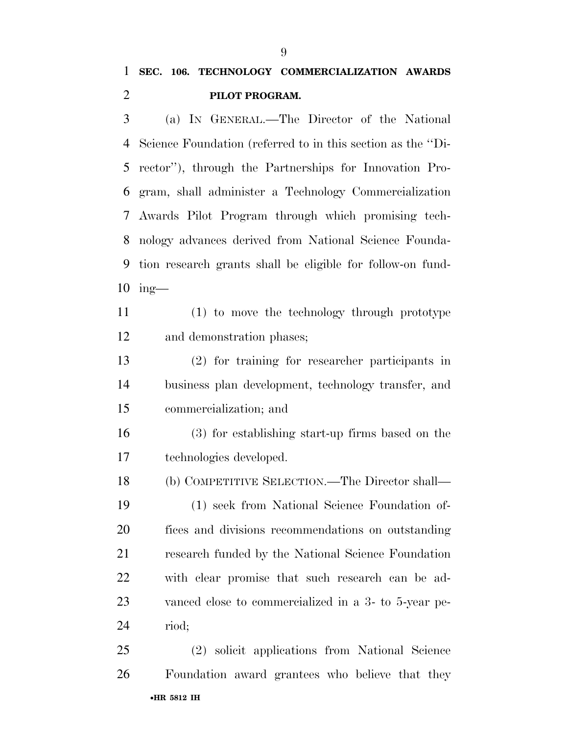**SEC. 106. TECHNOLOGY COMMERCIALIZATION AWARDS PILOT PROGRAM.**

(a) IN GENERAL.—The Director of the National Science Foundation (referred to in this section as the ''Director''), through the Partnerships for Innovation Program, shall administer a Technology Commercialization Awards Pilot Program through which promising technology advances derived from National Science Foundation research grants shall be eligible for follow-on funding—

(1) to move the technology through prototype and demonstration phases;

(2) for training for researcher participants in business plan development, technology transfer, and commercialization; and

(3) for establishing start-up firms based on the technologies developed.

(b) COMPETITIVE SELECTION.—The Director shall—

(1) seek from National Science Foundation offices and divisions recommendations on outstanding research funded by the National Science Foundation with clear promise that such research can be advanced close to commercialized in a 3- to 5-year period;

(2) solicit applications from National Science Foundation award grantees who believe that they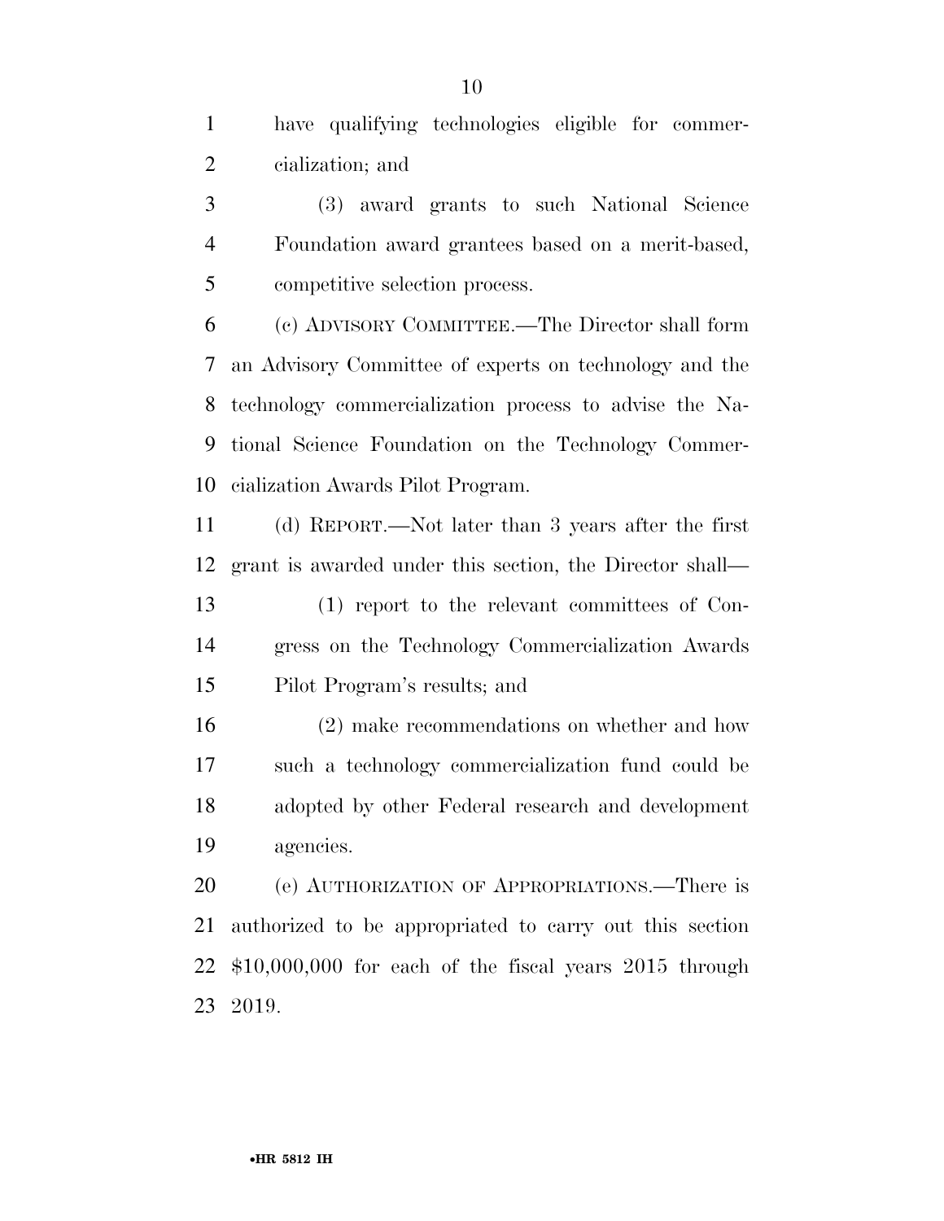have qualifying technologies eligible for commercialization; and

(3) award grants to such National Science Foundation award grantees based on a merit-based, competitive selection process.

(c) ADVISORY COMMITTEE.—The Director shall form an Advisory Committee of experts on technology and the technology commercialization process to advise the National Science Foundation on the Technology Commercialization Awards Pilot Program.

(d) REPORT.—Not later than 3 years after the first grant is awarded under this section, the Director shall—

(1) report to the relevant committees of Congress on the Technology Commercialization Awards Pilot Program's results; and

(2) make recommendations on whether and how such a technology commercialization fund could be adopted by other Federal research and development agencies.

(e) AUTHORIZATION OF APPROPRIATIONS.—There is authorized to be appropriated to carry out this section $10,000,000 for each of the fiscal years 2015 through 2019.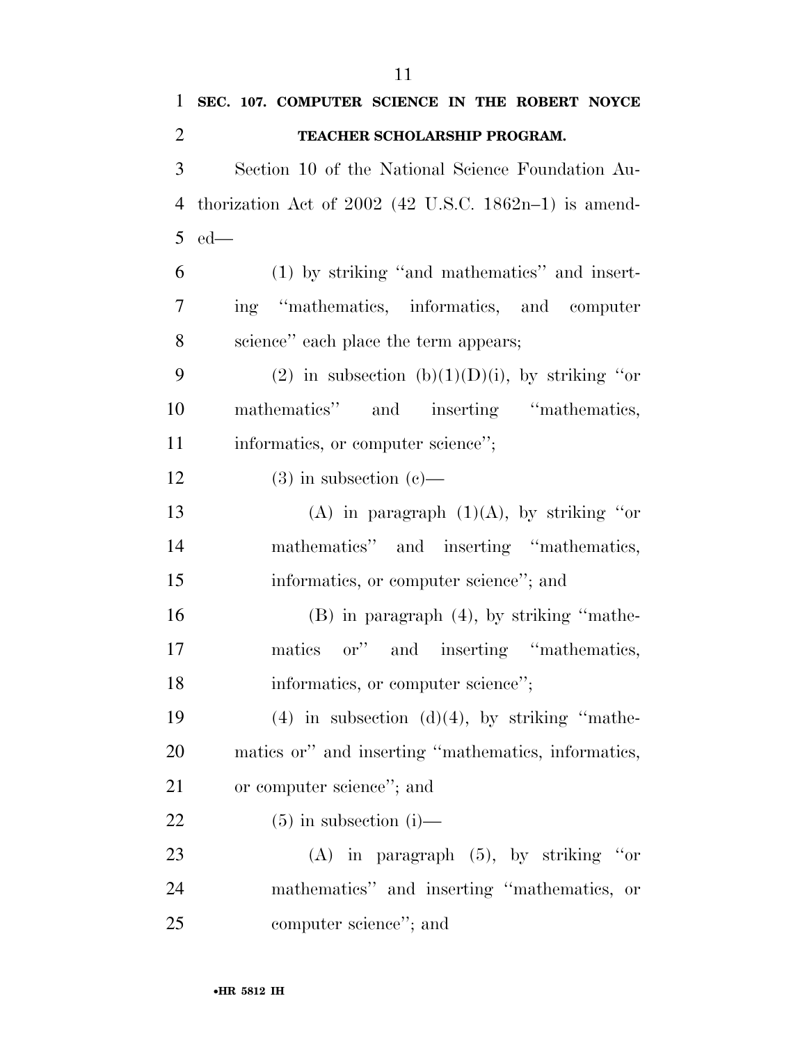**SEC. 107. COMPUTER SCIENCE IN THE ROBERT NOYCE TEACHER SCHOLARSHIP PROGRAM.**

Section 10 of the National Science Foundation Authorization Act of 2002 (42 U.S.C. 1862n–1) is amended—

(1) by striking ''and mathematics'' and inserting ''mathematics, informatics, and computer science'' each place the term appears;

(2) in subsection (b)(1)(D)(i), by striking ''or mathematics'' and inserting ''mathematics, informatics, or computer science'';

(3) in subsection (c)—

(A) in paragraph (1)(A), by striking ''or mathematics'' and inserting ''mathematics, informatics, or computer science''; and

(B) in paragraph (4), by striking ''mathematics or'' and inserting ''mathematics, informatics, or computer science'';

(4) in subsection (d)(4), by striking ''mathematics or'' and inserting ''mathematics, informatics, or computer science''; and

(5) in subsection (i)—

(A) in paragraph (5), by striking ''or mathematics'' and inserting ''mathematics, or computer science''; and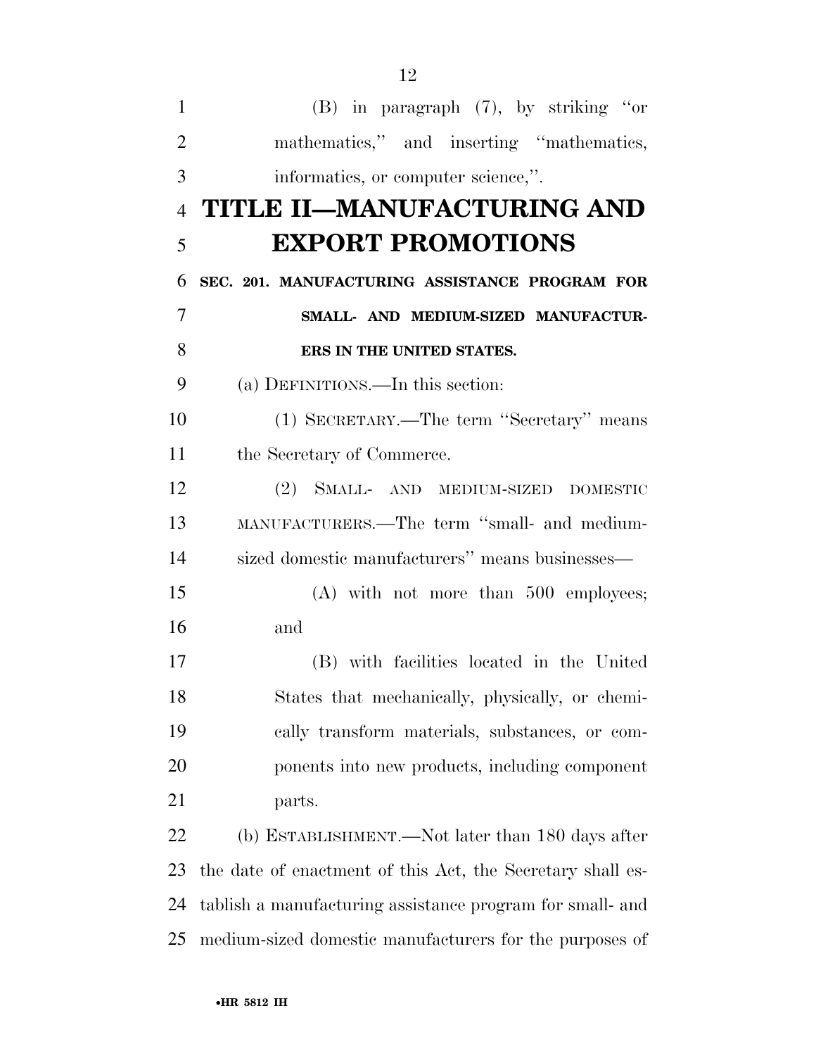(B) in paragraph (7), by striking ''or mathematics,'' and inserting ''mathematics, informatics, or computer science,''.

# TITLE II—MANUFACTURING AND EXPORT PROMOTIONS

**SEC. 201. MANUFACTURING ASSISTANCE PROGRAM FOR SMALL- AND MEDIUM-SIZED MANUFACTURERS IN THE UNITED STATES.**

(a) DEFINITIONS.—In this section:

(1) SECRETARY.—The term ''Secretary'' means the Secretary of Commerce.

(2) SMALL- AND MEDIUM-SIZED DOMESTIC MANUFACTURERS.—The term ''small- and medium-sized domestic manufacturers'' means businesses—

(A) with not more than 500 employees; and

(B) with facilities located in the United States that mechanically, physically, or chemically transform materials, substances, or components into new products, including component parts.

(b) ESTABLISHMENT.—Not later than 180 days after the date of enactment of this Act, the Secretary shall establish a manufacturing assistance program for small- and medium-sized domestic manufacturers for the purposes of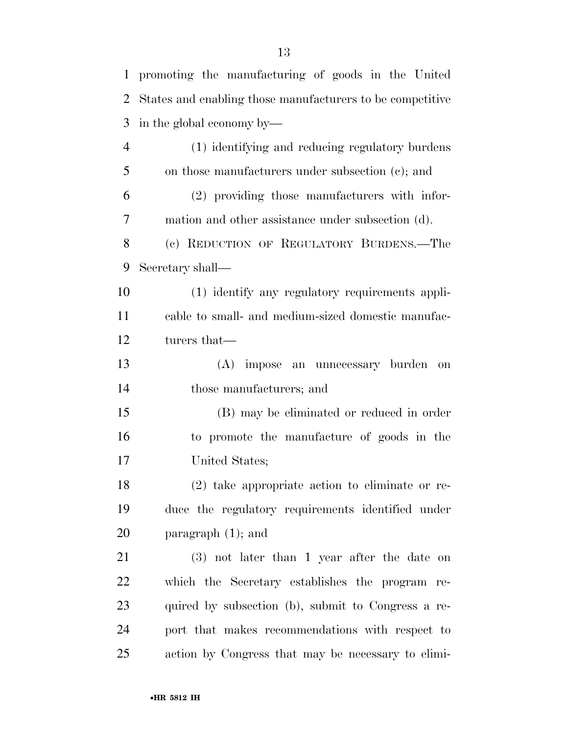promoting the manufacturing of goods in the United States and enabling those manufacturers to be competitive in the global economy by—

(1) identifying and reducing regulatory burdens on those manufacturers under subsection (c); and

(2) providing those manufacturers with information and other assistance under subsection (d).

(c) REDUCTION OF REGULATORY BURDENS.—The Secretary shall—

(1) identify any regulatory requirements applicable to small- and medium-sized domestic manufacturers that—

(A) impose an unnecessary burden on those manufacturers; and

(B) may be eliminated or reduced in order to promote the manufacture of goods in the United States;

(2) take appropriate action to eliminate or reduce the regulatory requirements identified under paragraph (1); and

(3) not later than 1 year after the date on which the Secretary establishes the program required by subsection (b), submit to Congress a report that makes recommendations with respect to action by Congress that may be necessary to elimi-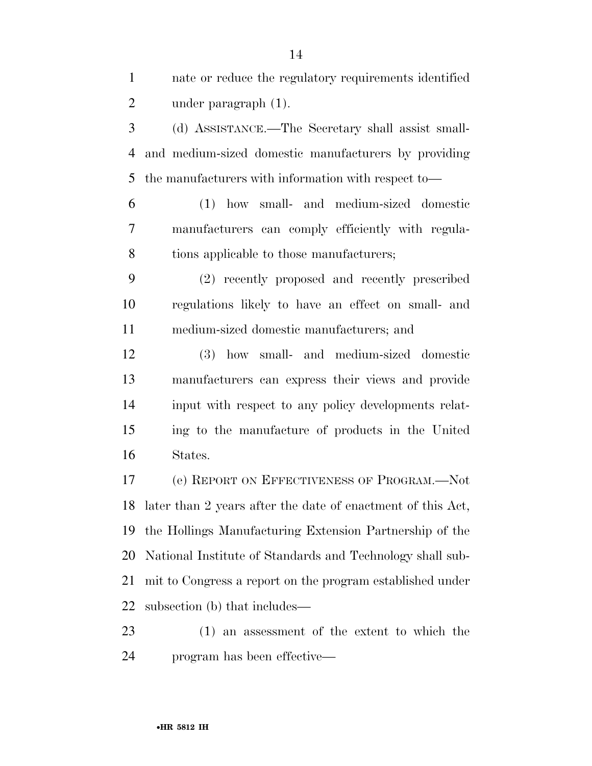nate or reduce the regulatory requirements identified under paragraph (1).

(d) ASSISTANCE.—The Secretary shall assist small- and medium-sized domestic manufacturers by providing the manufacturers with information with respect to—

(1) how small- and medium-sized domestic manufacturers can comply efficiently with regulations applicable to those manufacturers;

(2) recently proposed and recently prescribed regulations likely to have an effect on small- and medium-sized domestic manufacturers; and

(3) how small- and medium-sized domestic manufacturers can express their views and provide input with respect to any policy developments relating to the manufacture of products in the United States.

(e) REPORT ON EFFECTIVENESS OF PROGRAM.—Not later than 2 years after the date of enactment of this Act, the Hollings Manufacturing Extension Partnership of the National Institute of Standards and Technology shall submit to Congress a report on the program established under subsection (b) that includes—

(1) an assessment of the extent to which the program has been effective—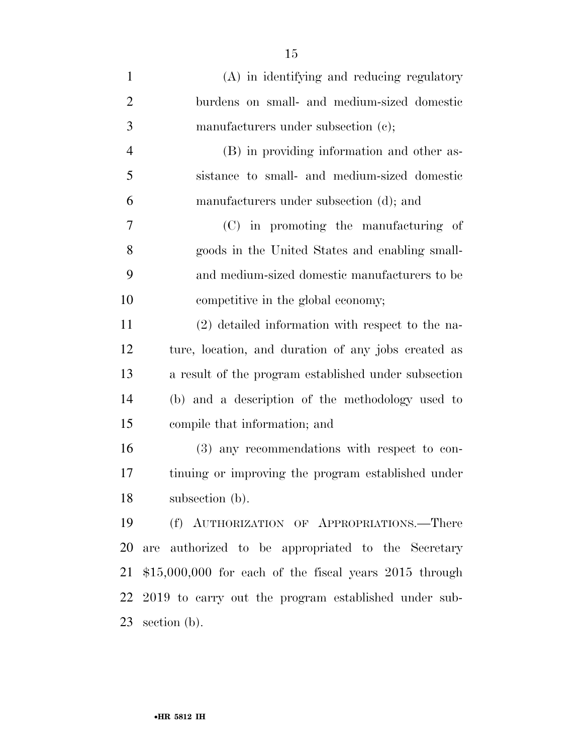(A) in identifying and reducing regulatory burdens on small- and medium-sized domestic manufacturers under subsection (c);

(B) in providing information and other assistance to small- and medium-sized domestic manufacturers under subsection (d); and

(C) in promoting the manufacturing of goods in the United States and enabling small- and medium-sized domestic manufacturers to be competitive in the global economy;

(2) detailed information with respect to the nature, location, and duration of any jobs created as a result of the program established under subsection (b) and a description of the methodology used to compile that information; and

(3) any recommendations with respect to continuing or improving the program established under subsection (b).

(f) AUTHORIZATION OF APPROPRIATIONS.—There are authorized to be appropriated to the Secretary $15,000,000 for each of the fiscal years 2015 through 2019 to carry out the program established under subsection (b).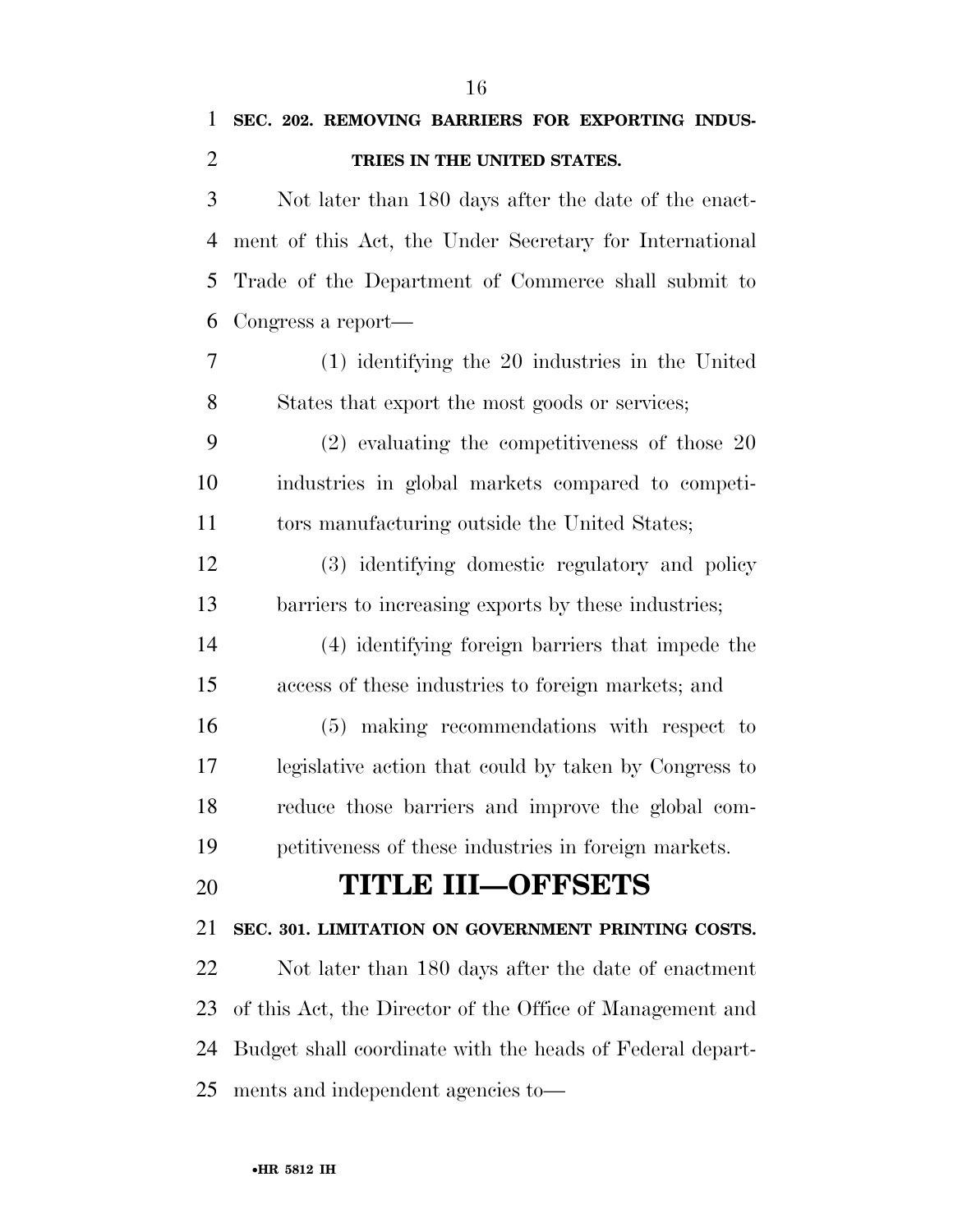**SEC. 202. REMOVING BARRIERS FOR EXPORTING INDUSTRIES IN THE UNITED STATES.**

Not later than 180 days after the date of the enactment of this Act, the Under Secretary for International Trade of the Department of Commerce shall submit to Congress a report—

(1) identifying the 20 industries in the United States that export the most goods or services;

(2) evaluating the competitiveness of those 20 industries in global markets compared to competitors manufacturing outside the United States;

(3) identifying domestic regulatory and policy barriers to increasing exports by these industries;

(4) identifying foreign barriers that impede the access of these industries to foreign markets; and

(5) making recommendations with respect to legislative action that could by taken by Congress to reduce those barriers and improve the global competitiveness of these industries in foreign markets.

# TITLE III—OFFSETS

**SEC. 301. LIMITATION ON GOVERNMENT PRINTING COSTS.**

Not later than 180 days after the date of enactment of this Act, the Director of the Office of Management and Budget shall coordinate with the heads of Federal departments and independent agencies to—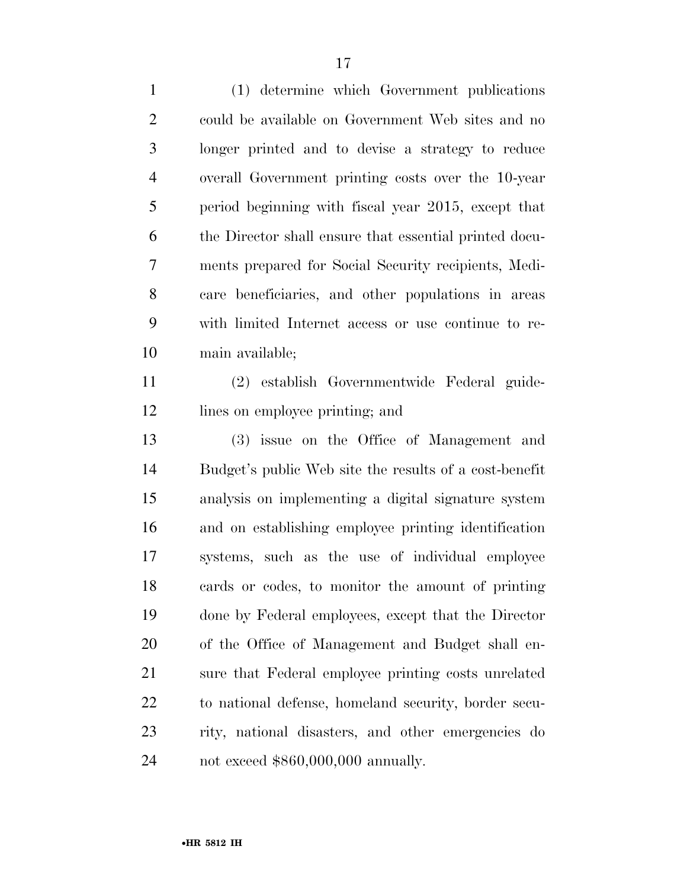(1) determine which Government publications could be available on Government Web sites and no longer printed and to devise a strategy to reduce overall Government printing costs over the 10-year period beginning with fiscal year 2015, except that the Director shall ensure that essential printed documents prepared for Social Security recipients, Medicare beneficiaries, and other populations in areas with limited Internet access or use continue to remain available;

(2) establish Governmentwide Federal guidelines on employee printing; and

(3) issue on the Office of Management and Budget's public Web site the results of a cost-benefit analysis on implementing a digital signature system and on establishing employee printing identification systems, such as the use of individual employee cards or codes, to monitor the amount of printing done by Federal employees, except that the Director of the Office of Management and Budget shall ensure that Federal employee printing costs unrelated to national defense, homeland security, border security, national disasters, and other emergencies do not exceed $860,000,000 annually.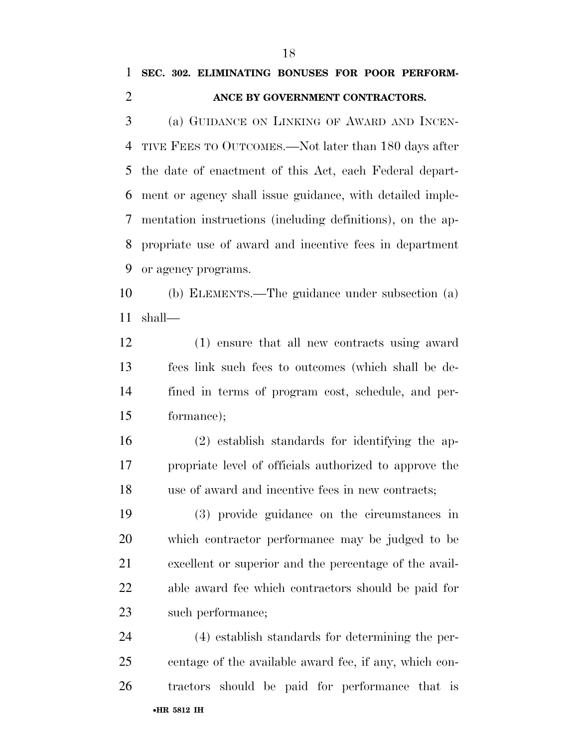**SEC. 302. ELIMINATING BONUSES FOR POOR PERFORMANCE BY GOVERNMENT CONTRACTORS.**

(a) GUIDANCE ON LINKING OF AWARD AND INCENTIVE FEES TO OUTCOMES.—Not later than 180 days after the date of enactment of this Act, each Federal department or agency shall issue guidance, with detailed implementation instructions (including definitions), on the appropriate use of award and incentive fees in department or agency programs.

(b) ELEMENTS.—The guidance under subsection (a) shall—

(1) ensure that all new contracts using award fees link such fees to outcomes (which shall be defined in terms of program cost, schedule, and performance);

(2) establish standards for identifying the appropriate level of officials authorized to approve the use of award and incentive fees in new contracts;

(3) provide guidance on the circumstances in which contractor performance may be judged to be excellent or superior and the percentage of the available award fee which contractors should be paid for such performance;

(4) establish standards for determining the percentage of the available award fee, if any, which contractors should be paid for performance that is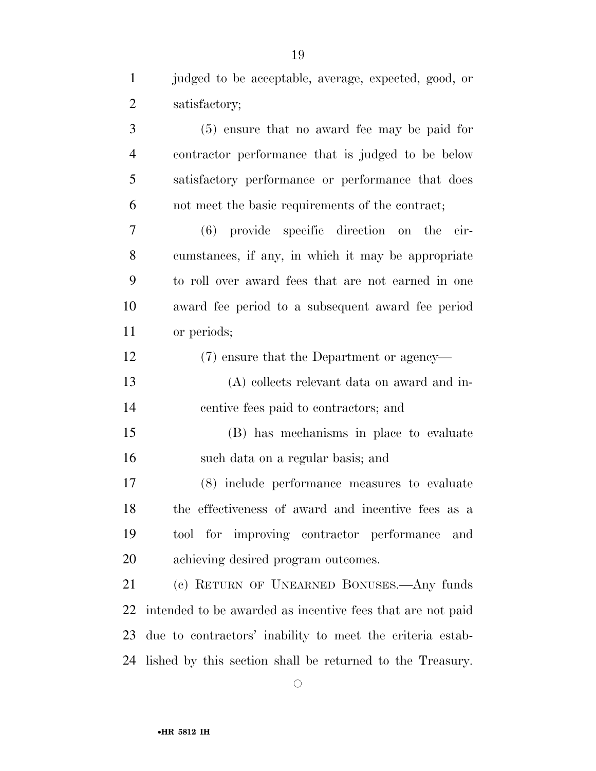judged to be acceptable, average, expected, good, or satisfactory;

(5) ensure that no award fee may be paid for contractor performance that is judged to be below satisfactory performance or performance that does not meet the basic requirements of the contract;

(6) provide specific direction on the circumstances, if any, in which it may be appropriate to roll over award fees that are not earned in one award fee period to a subsequent award fee period or periods;

(7) ensure that the Department or agency—

(A) collects relevant data on award and incentive fees paid to contractors; and

(B) has mechanisms in place to evaluate such data on a regular basis; and

(8) include performance measures to evaluate the effectiveness of award and incentive fees as a tool for improving contractor performance and achieving desired program outcomes.

(c) RETURN OF UNEARNED BONUSES.—Any funds intended to be awarded as incentive fees that are not paid due to contractors' inability to meet the criteria established by this section shall be returned to the Treasury.